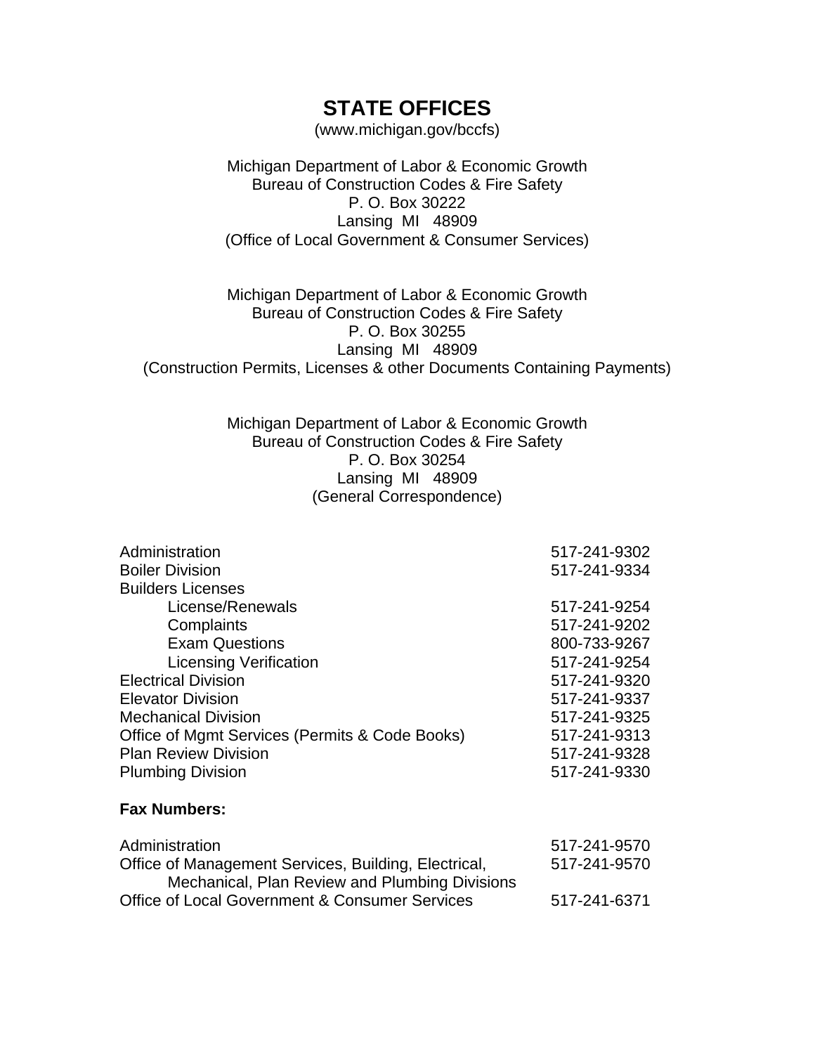# STATE OFFICES

(www.michigan.gov/bccfs)

Michigan Department of Labor & Economic Growth
Bureau of Construction Codes & Fire Safety
P. O. Box 30222
Lansing MI 48909
(Office of Local Government & Consumer Services)

Michigan Department of Labor & Economic Growth
Bureau of Construction Codes & Fire Safety
P. O. Box 30255
Lansing MI 48909
(Construction Permits, Licenses & other Documents Containing Payments)

Michigan Department of Labor & Economic Growth
Bureau of Construction Codes & Fire Safety
P. O. Box 30254
Lansing MI 48909
(General Correspondence)

| | |
|---|---|
| Administration | 517-241-9302 |
| Boiler Division | 517-241-9334 |
| Builders Licenses | |
| License/Renewals | 517-241-9254 |
| Complaints | 517-241-9202 |
| Exam Questions | 800-733-9267 |
| Licensing Verification | 517-241-9254 |
| Electrical Division | 517-241-9320 |
| Elevator Division | 517-241-9337 |
| Mechanical Division | 517-241-9325 |
| Office of Mgmt Services (Permits & Code Books) | 517-241-9313 |
| Plan Review Division | 517-241-9328 |
| Plumbing Division | 517-241-9330 |

**Fax Numbers:**

| | |
|---|---|
| Administration | 517-241-9570 |
| Office of Management Services, Building, Electrical, Mechanical, Plan Review and Plumbing Divisions | 517-241-9570 |
| Office of Local Government & Consumer Services | 517-241-6371 |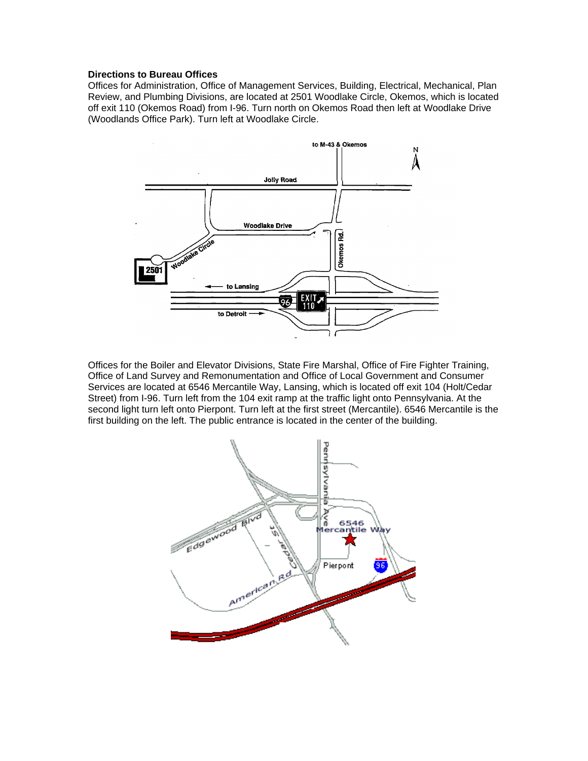**Directions to Bureau Offices**

Offices for Administration, Office of Management Services, Building, Electrical, Mechanical, Plan Review, and Plumbing Divisions, are located at 2501 Woodlake Circle, Okemos, which is located off exit 110 (Okemos Road) from I-96. Turn north on Okemos Road then left at Woodlake Drive (Woodlands Office Park). Turn left at Woodlake Circle.

to M-43 & Okemos

N

Jolly Road

Woodlake Drive

Woodlake Circle

Okemos Rd.

2501

to Lansing

96

EXIT 110

to Detroit

Offices for the Boiler and Elevator Divisions, State Fire Marshal, Office of Fire Fighter Training, Office of Land Survey and Remonumentation and Office of Local Government and Consumer Services are located at 6546 Mercantile Way, Lansing, which is located off exit 104 (Holt/Cedar Street) from I-96. Turn left from the 104 exit ramp at the traffic light onto Pennsylvania. At the second light turn left onto Pierpont. Turn left at the first street (Mercantile). 6546 Mercantile is the first building on the left. The public entrance is located in the center of the building.

Pennsylvania Ave

6546 Mercantile Way

Edgewood Blvd

Cedar St

Pierpont

96

American Rd